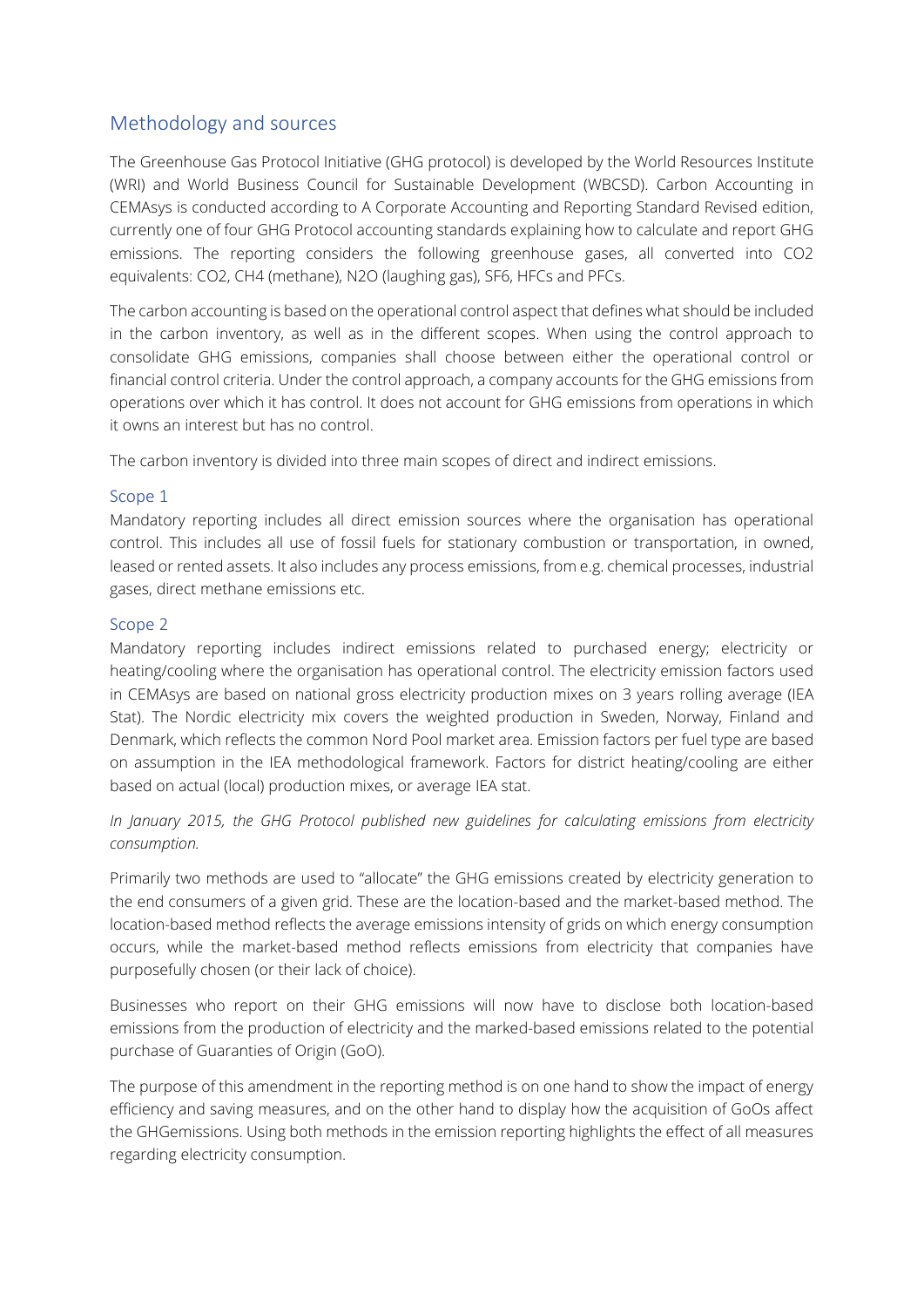## Methodology and sources

The Greenhouse Gas Protocol Initiative (GHG protocol) is developed by the World Resources Institute (WRI) and World Business Council for Sustainable Development (WBCSD). Carbon Accounting in CEMAsys is conducted according to A Corporate Accounting and Reporting Standard Revised edition, currently one of four GHG Protocol accounting standards explaining how to calculate and report GHG emissions. The reporting considers the following greenhouse gases, all converted into $CO_2$ equivalents: $CO_2$, $CH_4$ (methane), $N_2O$ (laughing gas), $SF_6$, HFCs and PFCs.

The carbon accounting is based on the operational control aspect that defines what should be included in the carbon inventory, as well as in the different scopes. When using the control approach to consolidate GHG emissions, companies shall choose between either the operational control or financial control criteria. Under the control approach, a company accounts for the GHG emissions from operations over which it has control. It does not account for GHG emissions from operations in which it owns an interest but has no control.

The carbon inventory is divided into three main scopes of direct and indirect emissions.

### Scope 1

Mandatory reporting includes all direct emission sources where the organisation has operational control. This includes all use of fossil fuels for stationary combustion or transportation, in owned, leased or rented assets. It also includes any process emissions, from e.g. chemical processes, industrial gases, direct methane emissions etc.

### Scope 2

Mandatory reporting includes indirect emissions related to purchased energy; electricity or heating/cooling where the organisation has operational control. The electricity emission factors used in CEMAsys are based on national gross electricity production mixes on 3 years rolling average (IEA Stat). The Nordic electricity mix covers the weighted production in Sweden, Norway, Finland and Denmark, which reflects the common Nord Pool market area. Emission factors per fuel type are based on assumption in the IEA methodological framework. Factors for district heating/cooling are either based on actual (local) production mixes, or average IEA stat.

*In January 2015, the GHG Protocol published new guidelines for calculating emissions from electricity consumption.*

Primarily two methods are used to "allocate" the GHG emissions created by electricity generation to the end consumers of a given grid. These are the location-based and the market-based method. The location-based method reflects the average emissions intensity of grids on which energy consumption occurs, while the market-based method reflects emissions from electricity that companies have purposefully chosen (or their lack of choice).

Businesses who report on their GHG emissions will now have to disclose both location-based emissions from the production of electricity and the marked-based emissions related to the potential purchase of Guaranties of Origin (GoO).

The purpose of this amendment in the reporting method is on one hand to show the impact of energy efficiency and saving measures, and on the other hand to display how the acquisition of GoOs affect the GHGemissions. Using both methods in the emission reporting highlights the effect of all measures regarding electricity consumption.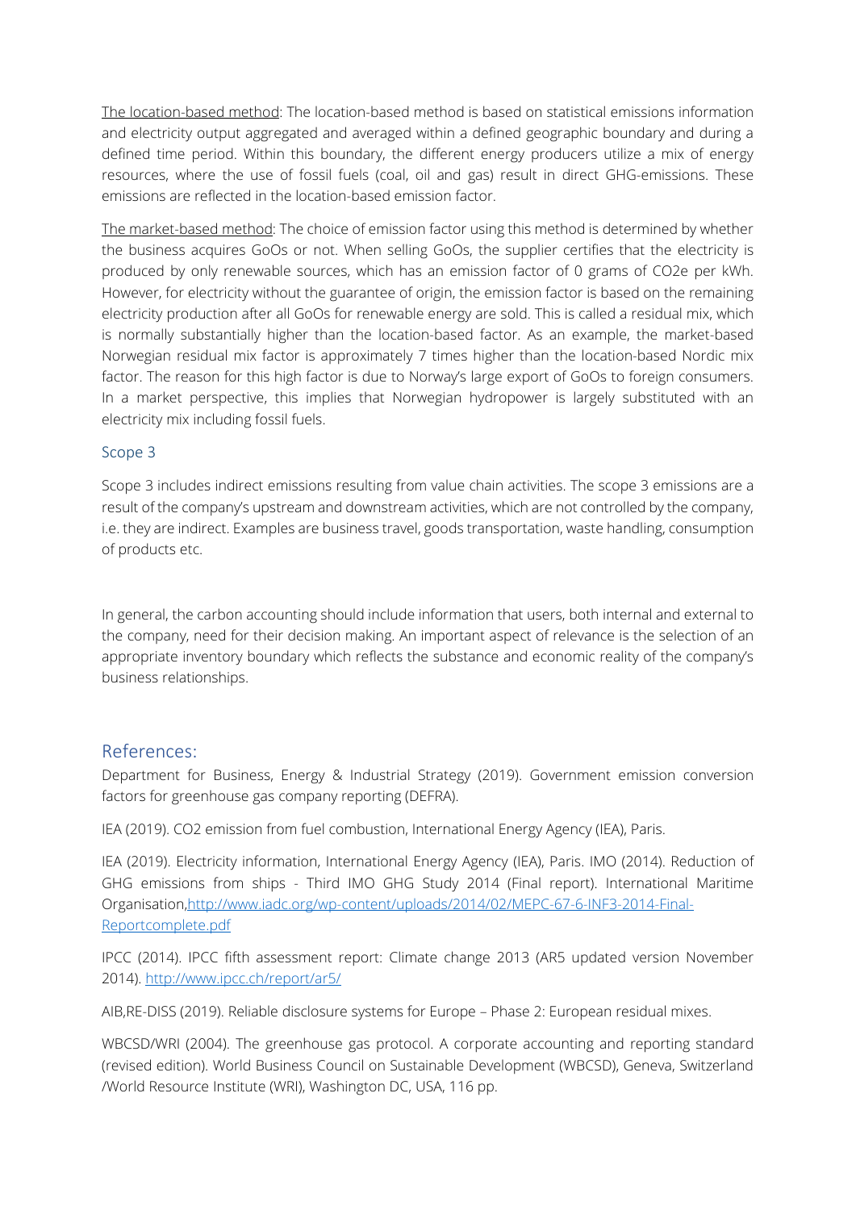<u>The location-based method</u>: The location-based method is based on statistical emissions information and electricity output aggregated and averaged within a defined geographic boundary and during a defined time period. Within this boundary, the different energy producers utilize a mix of energy resources, where the use of fossil fuels (coal, oil and gas) result in direct GHG-emissions. These emissions are reflected in the location-based emission factor.

<u>The market-based method</u>: The choice of emission factor using this method is determined by whether the business acquires GoOs or not. When selling GoOs, the supplier certifies that the electricity is produced by only renewable sources, which has an emission factor of 0 grams of $CO_2e$ per kWh. However, for electricity without the guarantee of origin, the emission factor is based on the remaining electricity production after all GoOs for renewable energy are sold. This is called a residual mix, which is normally substantially higher than the location-based factor. As an example, the market-based Norwegian residual mix factor is approximately 7 times higher than the location-based Nordic mix factor. The reason for this high factor is due to Norway's large export of GoOs to foreign consumers. In a market perspective, this implies that Norwegian hydropower is largely substituted with an electricity mix including fossil fuels.

### Scope 3

Scope 3 includes indirect emissions resulting from value chain activities. The scope 3 emissions are a result of the company's upstream and downstream activities, which are not controlled by the company, i.e. they are indirect. Examples are business travel, goods transportation, waste handling, consumption of products etc.

In general, the carbon accounting should include information that users, both internal and external to the company, need for their decision making. An important aspect of relevance is the selection of an appropriate inventory boundary which reflects the substance and economic reality of the company's business relationships.

## References:

Department for Business, Energy & Industrial Strategy (2019). Government emission conversion factors for greenhouse gas company reporting (DEFRA).

IEA (2019). CO2 emission from fuel combustion, International Energy Agency (IEA), Paris.

IEA (2019). Electricity information, International Energy Agency (IEA), Paris. IMO (2014). Reduction of GHG emissions from ships - Third IMO GHG Study 2014 (Final report). International Maritime Organisation,[http://www.iadc.org/wp-content/uploads/2014/02/MEPC-67-6-INF3-2014-Final-Reportcomplete.pdf](http://www.iadc.org/wp-content/uploads/2014/02/MEPC-67-6-INF3-2014-Final-Reportcomplete.pdf)

IPCC (2014). IPCC fifth assessment report: Climate change 2013 (AR5 updated version November 2014). [http://www.ipcc.ch/report/ar5/](http://www.ipcc.ch/report/ar5/)

AIB,RE-DISS (2019). Reliable disclosure systems for Europe – Phase 2: European residual mixes.

WBCSD/WRI (2004). The greenhouse gas protocol. A corporate accounting and reporting standard (revised edition). World Business Council on Sustainable Development (WBCSD), Geneva, Switzerland /World Resource Institute (WRI), Washington DC, USA, 116 pp.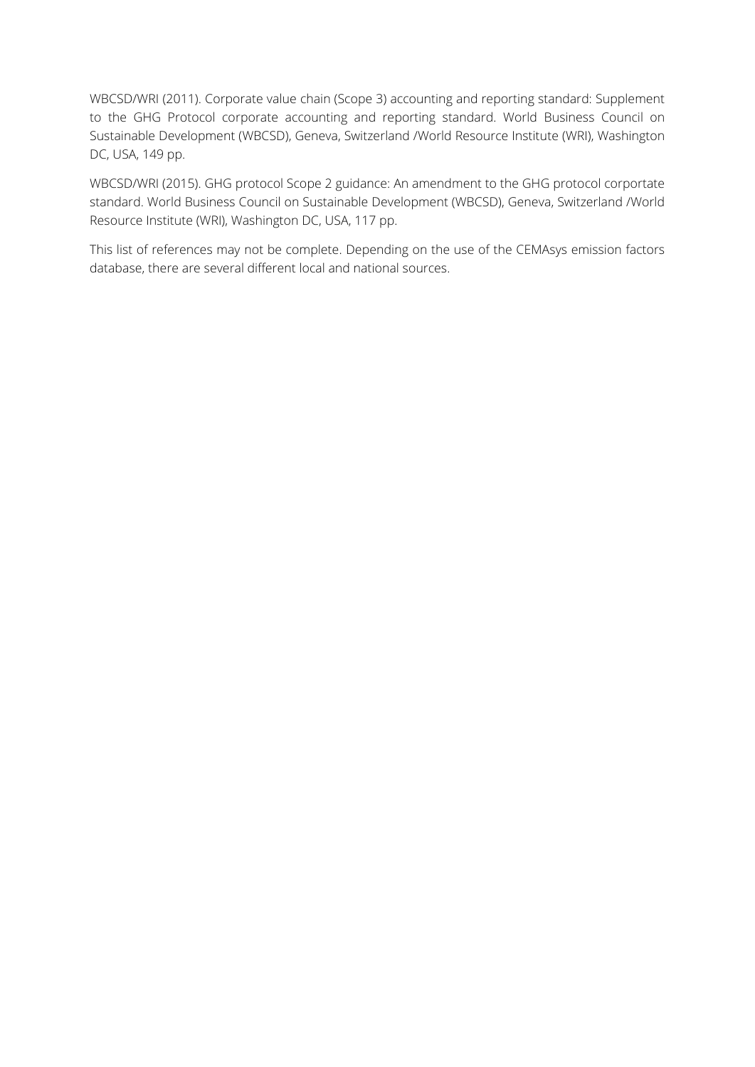WBCSD/WRI (2011). Corporate value chain (Scope 3) accounting and reporting standard: Supplement to the GHG Protocol corporate accounting and reporting standard. World Business Council on Sustainable Development (WBCSD), Geneva, Switzerland /World Resource Institute (WRI), Washington DC, USA, 149 pp.

WBCSD/WRI (2015). GHG protocol Scope 2 guidance: An amendment to the GHG protocol corportate standard. World Business Council on Sustainable Development (WBCSD), Geneva, Switzerland /World Resource Institute (WRI), Washington DC, USA, 117 pp.

This list of references may not be complete. Depending on the use of the CEMAsys emission factors database, there are several different local and national sources.